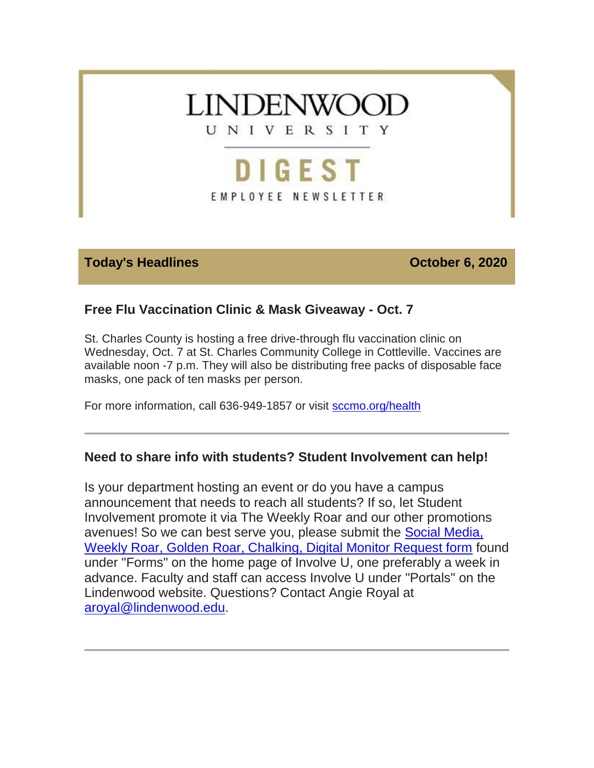# LINDENWOOD UNIVERSITY

## DIGEST

EMPLOYEE NEWSLETTER

**Today's Headlines** **October 6, 2020**

### Free Flu Vaccination Clinic & Mask Giveaway - Oct. 7

St. Charles County is hosting a free drive-through flu vaccination clinic on Wednesday, Oct. 7 at St. Charles Community College in Cottleville. Vaccines are available noon -7 p.m. They will also be distributing free packs of disposable face masks, one pack of ten masks per person.

For more information, call 636-949-1857 or visit sccmo.org/health

---

### Need to share info with students? Student Involvement can help!

Is your department hosting an event or do you have a campus announcement that needs to reach all students? If so, let Student Involvement promote it via The Weekly Roar and our other promotions avenues! So we can best serve you, please submit the Social Media, Weekly Roar, Golden Roar, Chalking, Digital Monitor Request form found under "Forms" on the home page of Involve U, one preferably a week in advance. Faculty and staff can access Involve U under "Portals" on the Lindenwood website. Questions? Contact Angie Royal at aroyal@lindenwood.edu.

---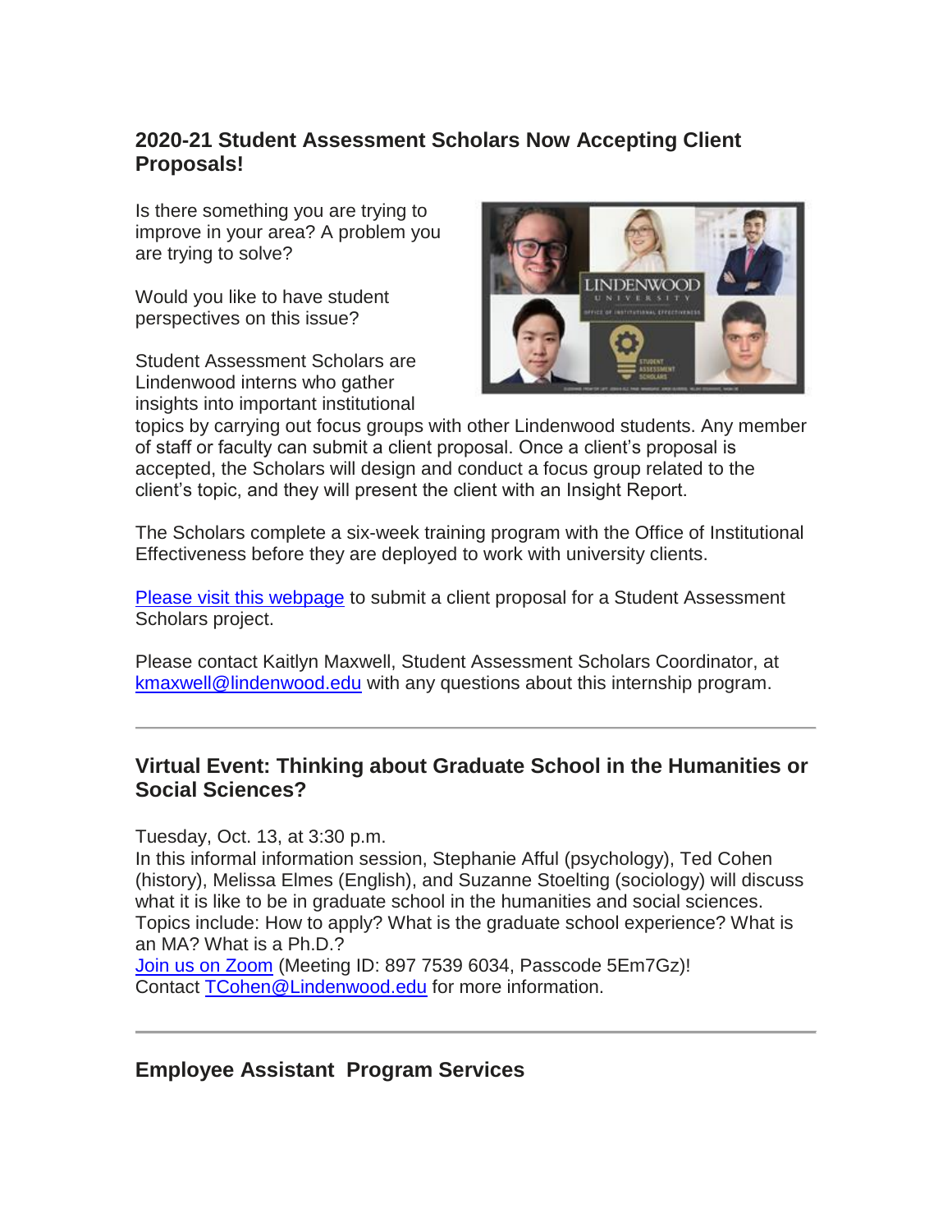## 2020-21 Student Assessment Scholars Now Accepting Client Proposals!

Is there something you are trying to improve in your area? A problem you are trying to solve?

Would you like to have student perspectives on this issue?

Student Assessment Scholars are Lindenwood interns who gather insights into important institutional topics by carrying out focus groups with other Lindenwood students. Any member of staff or faculty can submit a client proposal. Once a client's proposal is accepted, the Scholars will design and conduct a focus group related to the client's topic, and they will present the client with an Insight Report.

The Scholars complete a six-week training program with the Office of Institutional Effectiveness before they are deployed to work with university clients.

[Please visit this webpage](#) to submit a client proposal for a Student Assessment Scholars project.

Please contact Kaitlyn Maxwell, Student Assessment Scholars Coordinator, at [kmaxwell@lindenwood.edu](mailto:kmaxwell@lindenwood.edu) with any questions about this internship program.

---

## Virtual Event: Thinking about Graduate School in the Humanities or Social Sciences?

Tuesday, Oct. 13, at 3:30 p.m.
In this informal information session, Stephanie Afful (psychology), Ted Cohen (history), Melissa Elmes (English), and Suzanne Stoelting (sociology) will discuss what it is like to be in graduate school in the humanities and social sciences. Topics include: How to apply? What is the graduate school experience? What is an MA? What is a Ph.D.?
[Join us on Zoom](#) (Meeting ID: 897 7539 6034, Passcode 5Em7Gz)!
Contact [TCohen@Lindenwood.edu](mailto:TCohen@Lindenwood.edu) for more information.

---

## Employee Assistant Program Services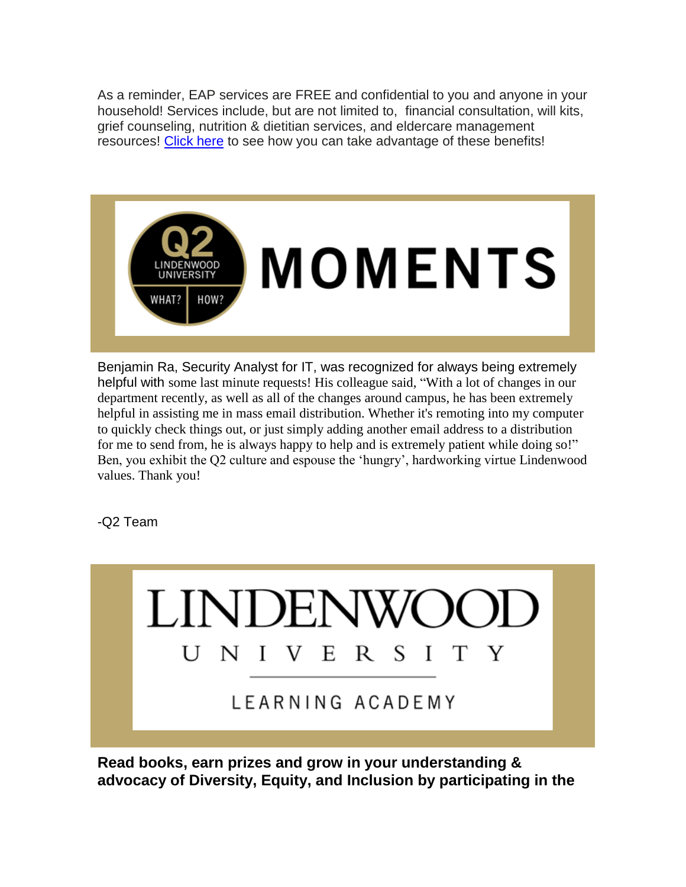As a reminder, EAP services are FREE and confidential to you and anyone in your household! Services include, but are not limited to, financial consultation, will kits, grief counseling, nutrition & dietitian services, and eldercare management resources! [Click here](#) to see how you can take advantage of these benefits!

## Q2 LINDENWOOD UNIVERSITY WHAT? HOW? MOMENTS

Benjamin Ra, Security Analyst for IT, was recognized for always being extremely helpful with some last minute requests! His colleague said, "With a lot of changes in our department recently, as well as all of the changes around campus, he has been extremely helpful in assisting me in mass email distribution. Whether it's remoting into my computer to quickly check things out, or just simply adding another email address to a distribution for me to send from, he is always happy to help and is extremely patient while doing so!" Ben, you exhibit the Q2 culture and espouse the 'hungry', hardworking virtue Lindenwood values. Thank you!

-Q2 Team

## LINDENWOOD UNIVERSITY LEARNING ACADEMY

**Read books, earn prizes and grow in your understanding & advocacy of Diversity, Equity, and Inclusion by participating in the**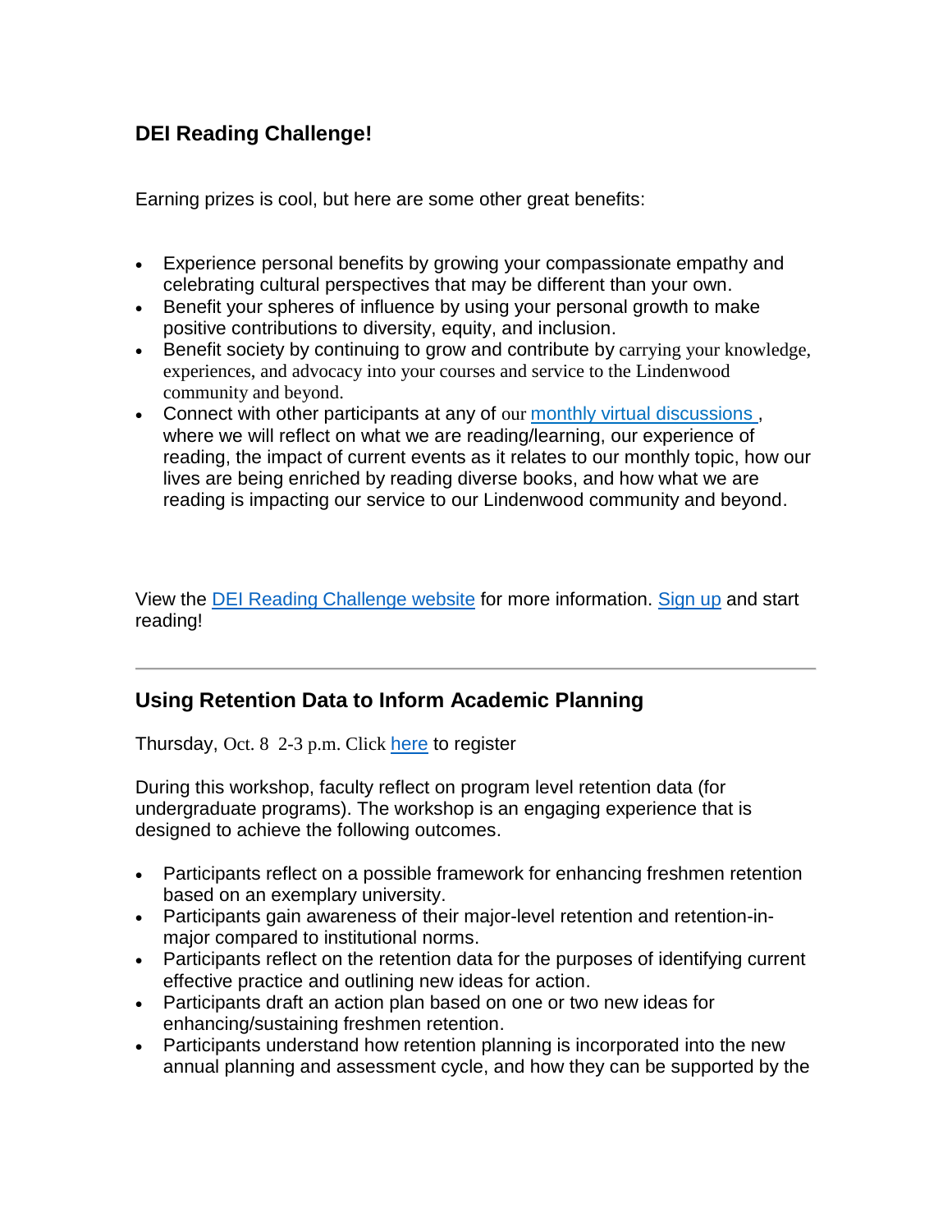## DEI Reading Challenge!

Earning prizes is cool, but here are some other great benefits:

- Experience personal benefits by growing your compassionate empathy and celebrating cultural perspectives that may be different than your own.
- Benefit your spheres of influence by using your personal growth to make positive contributions to diversity, equity, and inclusion.
- Benefit society by continuing to grow and contribute by carrying your knowledge, experiences, and advocacy into your courses and service to the Lindenwood community and beyond.
- Connect with other participants at any of our monthly virtual discussions , where we will reflect on what we are reading/learning, our experience of reading, the impact of current events as it relates to our monthly topic, how our lives are being enriched by reading diverse books, and how what we are reading is impacting our service to our Lindenwood community and beyond.

View the DEI Reading Challenge website for more information. Sign up and start reading!

---

## Using Retention Data to Inform Academic Planning

Thursday, Oct. 8 2-3 p.m. Click here to register

During this workshop, faculty reflect on program level retention data (for undergraduate programs). The workshop is an engaging experience that is designed to achieve the following outcomes.

- Participants reflect on a possible framework for enhancing freshmen retention based on an exemplary university.
- Participants gain awareness of their major-level retention and retention-in-major compared to institutional norms.
- Participants reflect on the retention data for the purposes of identifying current effective practice and outlining new ideas for action.
- Participants draft an action plan based on one or two new ideas for enhancing/sustaining freshmen retention.
- Participants understand how retention planning is incorporated into the new annual planning and assessment cycle, and how they can be supported by the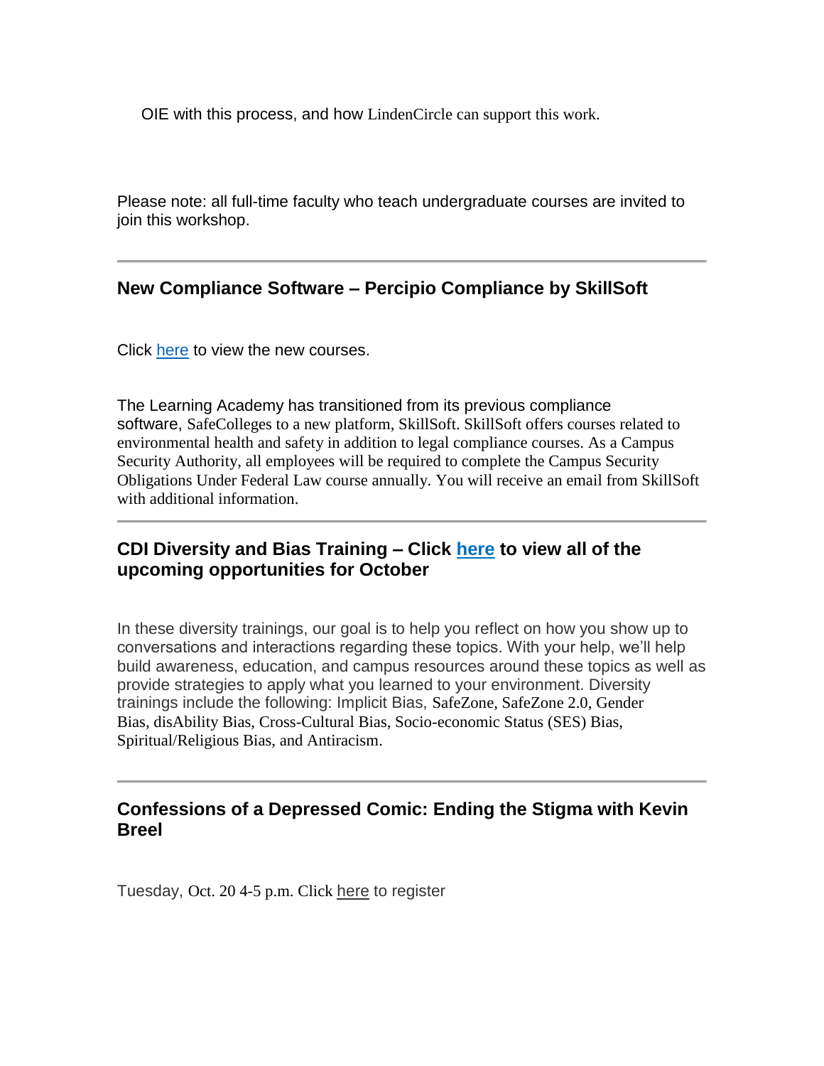OIE with this process, and how LindenCircle can support this work.

Please note: all full-time faculty who teach undergraduate courses are invited to join this workshop.

---

### New Compliance Software – Percipio Compliance by SkillSoft

Click here to view the new courses.

The Learning Academy has transitioned from its previous compliance software, SafeColleges to a new platform, SkillSoft. SkillSoft offers courses related to environmental health and safety in addition to legal compliance courses. As a Campus Security Authority, all employees will be required to complete the Campus Security Obligations Under Federal Law course annually. You will receive an email from SkillSoft with additional information.

---

### CDI Diversity and Bias Training – Click here to view all of the upcoming opportunities for October

In these diversity trainings, our goal is to help you reflect on how you show up to conversations and interactions regarding these topics. With your help, we'll help build awareness, education, and campus resources around these topics as well as provide strategies to apply what you learned to your environment. Diversity trainings include the following: Implicit Bias, SafeZone, SafeZone 2.0, Gender Bias, disAbility Bias, Cross-Cultural Bias, Socio-economic Status (SES) Bias, Spiritual/Religious Bias, and Antiracism.

---

### Confessions of a Depressed Comic: Ending the Stigma with Kevin Breel

Tuesday, Oct. 20 4-5 p.m. Click here to register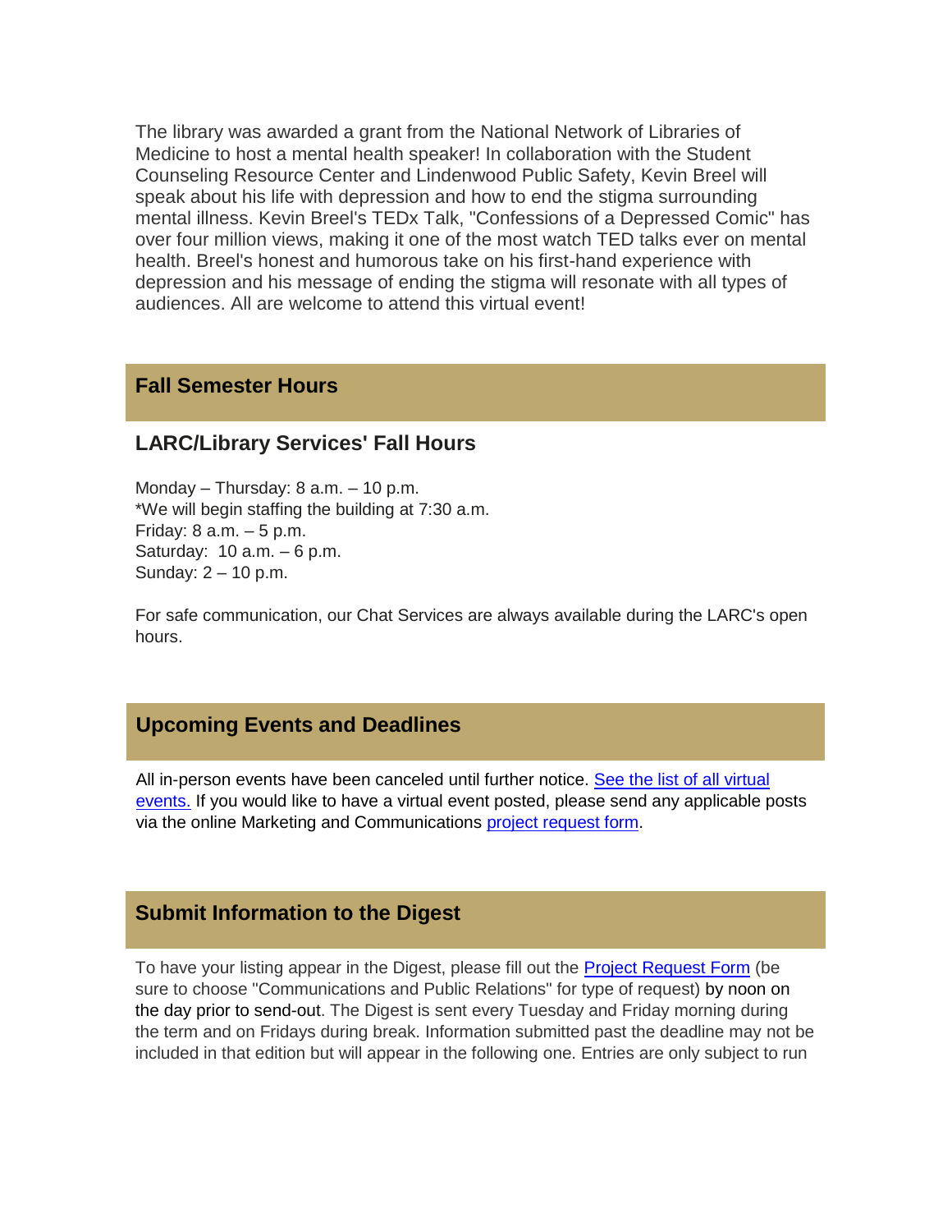The library was awarded a grant from the National Network of Libraries of Medicine to host a mental health speaker! In collaboration with the Student Counseling Resource Center and Lindenwood Public Safety, Kevin Breel will speak about his life with depression and how to end the stigma surrounding mental illness. Kevin Breel's TEDx Talk, "Confessions of a Depressed Comic" has over four million views, making it one of the most watch TED talks ever on mental health. Breel's honest and humorous take on his first-hand experience with depression and his message of ending the stigma will resonate with all types of audiences. All are welcome to attend this virtual event!

## Fall Semester Hours

### LARC/Library Services' Fall Hours

Monday – Thursday: 8 a.m. – 10 p.m.
*We will begin staffing the building at 7:30 a.m.
Friday: 8 a.m. – 5 p.m.
Saturday: 10 a.m. – 6 p.m.
Sunday: 2 – 10 p.m.

For safe communication, our Chat Services are always available during the LARC's open hours.

## Upcoming Events and Deadlines

All in-person events have been canceled until further notice. [See the list of all virtual events.]() If you would like to have a virtual event posted, please send any applicable posts via the online Marketing and Communications [project request form]().

## Submit Information to the Digest

To have your listing appear in the Digest, please fill out the [Project Request Form]() (be sure to choose "Communications and Public Relations" for type of request) by noon on the day prior to send-out. The Digest is sent every Tuesday and Friday morning during the term and on Fridays during break. Information submitted past the deadline may not be included in that edition but will appear in the following one. Entries are only subject to run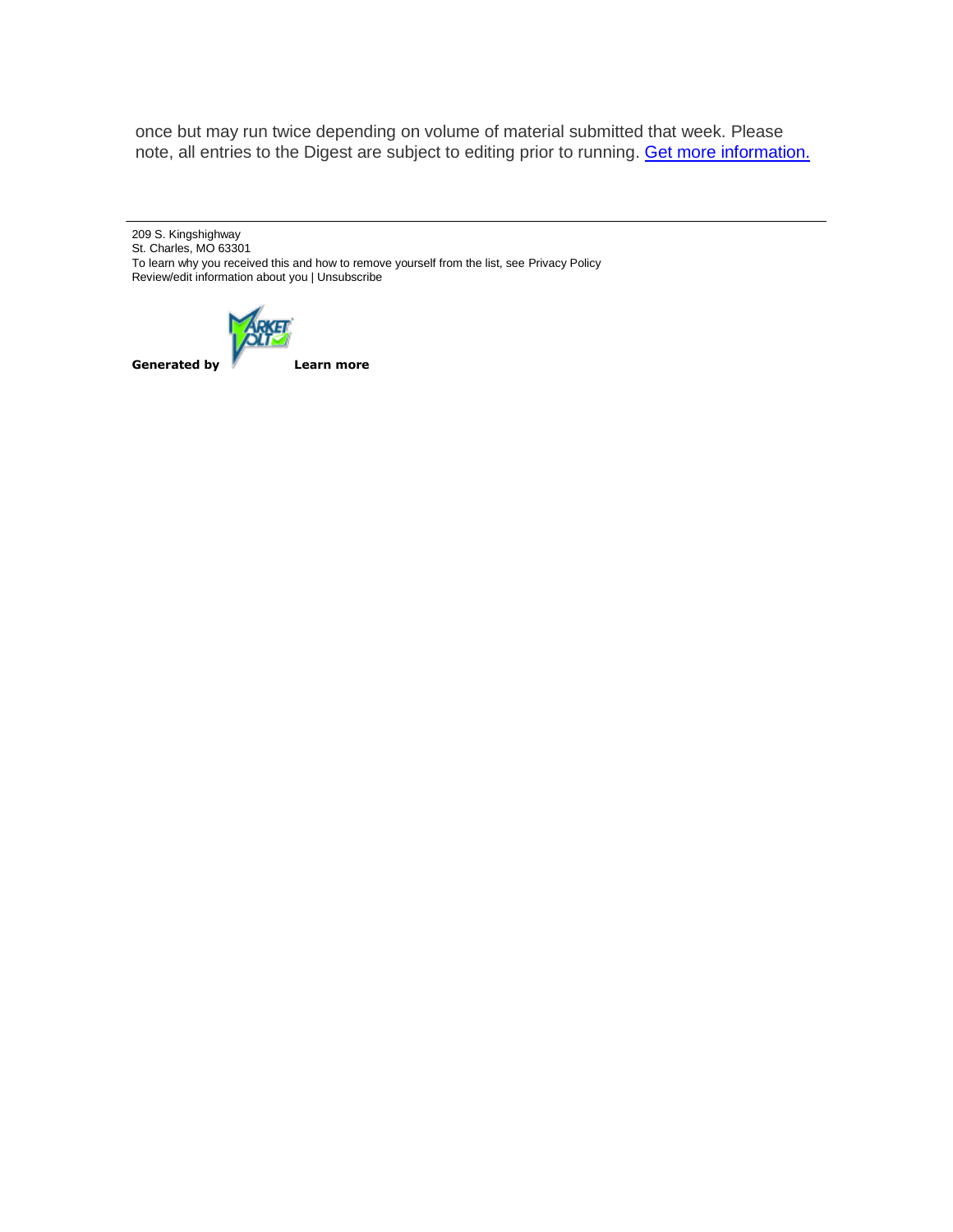once but may run twice depending on volume of material submitted that week. Please note, all entries to the Digest are subject to editing prior to running. Get more information.

---

209 S. Kingshighway
St. Charles, MO 63301
To learn why you received this and how to remove yourself from the list, see Privacy Policy
Review/edit information about you | Unsubscribe

**Generated by** **Learn more**